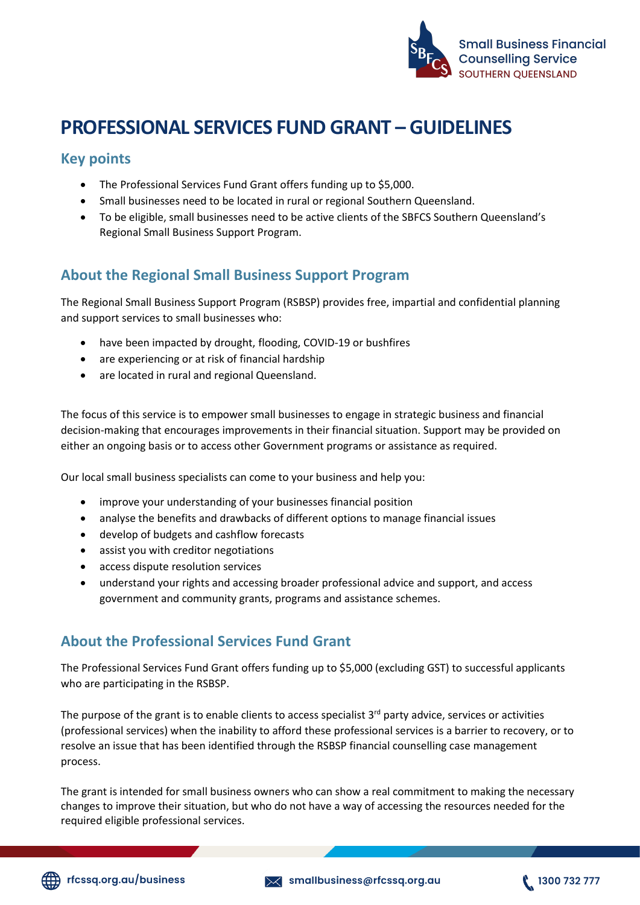# PROFESSIONAL SERVICES FUND GRANT – GUIDELINES

## Key points

- The Professional Services Fund Grant offers funding up to $5,000.
- Small businesses need to be located in rural or regional Southern Queensland.
- To be eligible, small businesses need to be active clients of the SBFCS Southern Queensland's Regional Small Business Support Program.

## About the Regional Small Business Support Program

The Regional Small Business Support Program (RSBSP) provides free, impartial and confidential planning and support services to small businesses who:

- have been impacted by drought, flooding, COVID-19 or bushfires
- are experiencing or at risk of financial hardship
- are located in rural and regional Queensland.

The focus of this service is to empower small businesses to engage in strategic business and financial decision-making that encourages improvements in their financial situation. Support may be provided on either an ongoing basis or to access other Government programs or assistance as required.

Our local small business specialists can come to your business and help you:

- improve your understanding of your businesses financial position
- analyse the benefits and drawbacks of different options to manage financial issues
- develop of budgets and cashflow forecasts
- assist you with creditor negotiations
- access dispute resolution services
- understand your rights and accessing broader professional advice and support, and access government and community grants, programs and assistance schemes.

## About the Professional Services Fund Grant

The Professional Services Fund Grant offers funding up to $5,000 (excluding GST) to successful applicants who are participating in the RSBSP.

The purpose of the grant is to enable clients to access specialist 3rd party advice, services or activities (professional services) when the inability to afford these professional services is a barrier to recovery, or to resolve an issue that has been identified through the RSBSP financial counselling case management process.

The grant is intended for small business owners who can show a real commitment to making the necessary changes to improve their situation, but who do not have a way of accessing the resources needed for the required eligible professional services.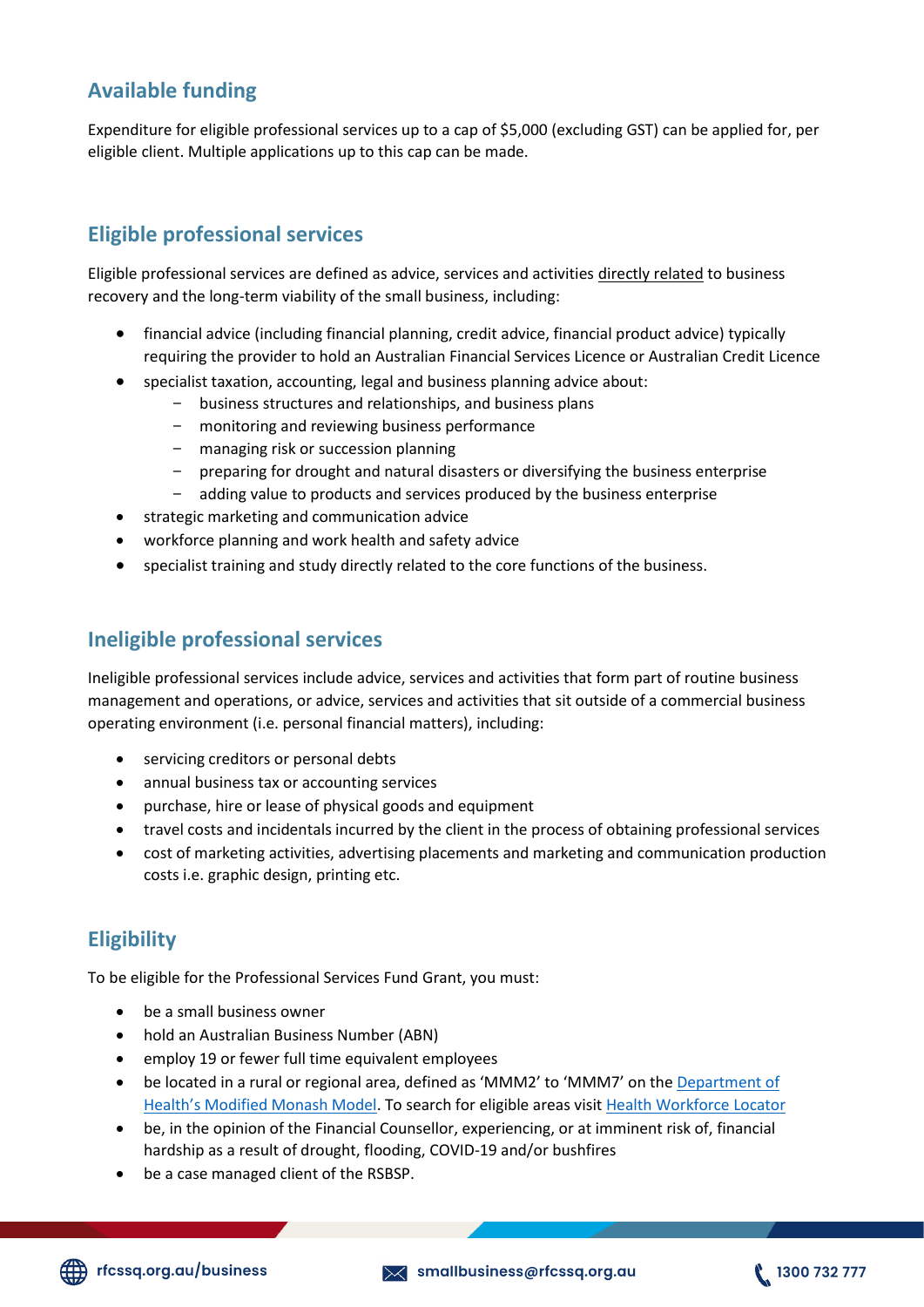## Available funding

Expenditure for eligible professional services up to a cap of $5,000 (excluding GST) can be applied for, per eligible client. Multiple applications up to this cap can be made.

## Eligible professional services

Eligible professional services are defined as advice, services and activities directly related to business recovery and the long-term viability of the small business, including:

- financial advice (including financial planning, credit advice, financial product advice) typically requiring the provider to hold an Australian Financial Services Licence or Australian Credit Licence
- specialist taxation, accounting, legal and business planning advice about:
  - business structures and relationships, and business plans
  - monitoring and reviewing business performance
  - managing risk or succession planning
  - preparing for drought and natural disasters or diversifying the business enterprise
  - adding value to products and services produced by the business enterprise
- strategic marketing and communication advice
- workforce planning and work health and safety advice
- specialist training and study directly related to the core functions of the business.

## Ineligible professional services

Ineligible professional services include advice, services and activities that form part of routine business management and operations, or advice, services and activities that sit outside of a commercial business operating environment (i.e. personal financial matters), including:

- servicing creditors or personal debts
- annual business tax or accounting services
- purchase, hire or lease of physical goods and equipment
- travel costs and incidentals incurred by the client in the process of obtaining professional services
- cost of marketing activities, advertising placements and marketing and communication production costs i.e. graphic design, printing etc.

## Eligibility

To be eligible for the Professional Services Fund Grant, you must:

- be a small business owner
- hold an Australian Business Number (ABN)
- employ 19 or fewer full time equivalent employees
- be located in a rural or regional area, defined as 'MMM2' to 'MMM7' on the Department of Health's Modified Monash Model. To search for eligible areas visit Health Workforce Locator
- be, in the opinion of the Financial Counsellor, experiencing, or at imminent risk of, financial hardship as a result of drought, flooding, COVID-19 and/or bushfires
- be a case managed client of the RSBSP.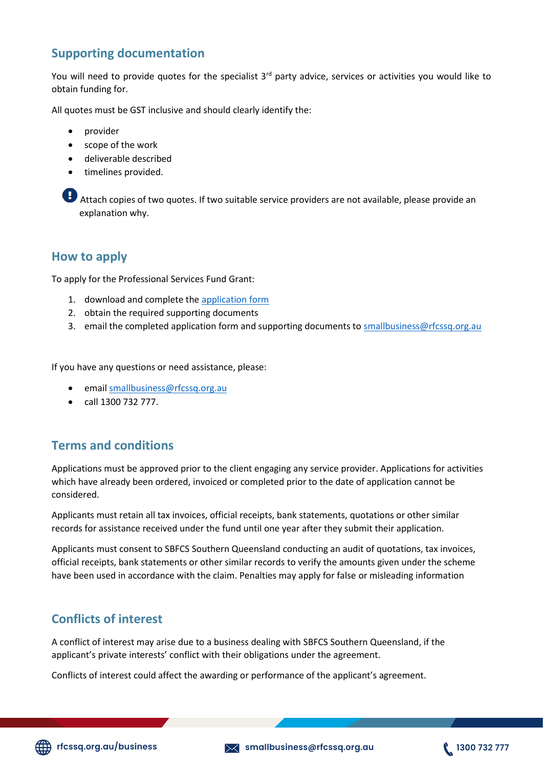## Supporting documentation

You will need to provide quotes for the specialist 3rd party advice, services or activities you would like to obtain funding for.

All quotes must be GST inclusive and should clearly identify the:

- provider
- scope of the work
- deliverable described
- timelines provided.

Attach copies of two quotes. If two suitable service providers are not available, please provide an explanation why.

## How to apply

To apply for the Professional Services Fund Grant:

1. download and complete the application form
2. obtain the required supporting documents
3. email the completed application form and supporting documents to smallbusiness@rfcssq.org.au

If you have any questions or need assistance, please:

- email smallbusiness@rfcssq.org.au
- call 1300 732 777.

## Terms and conditions

Applications must be approved prior to the client engaging any service provider. Applications for activities which have already been ordered, invoiced or completed prior to the date of application cannot be considered.

Applicants must retain all tax invoices, official receipts, bank statements, quotations or other similar records for assistance received under the fund until one year after they submit their application.

Applicants must consent to SBFCS Southern Queensland conducting an audit of quotations, tax invoices, official receipts, bank statements or other similar records to verify the amounts given under the scheme have been used in accordance with the claim. Penalties may apply for false or misleading information

## Conflicts of interest

A conflict of interest may arise due to a business dealing with SBFCS Southern Queensland, if the applicant's private interests' conflict with their obligations under the agreement.

Conflicts of interest could affect the awarding or performance of the applicant's agreement.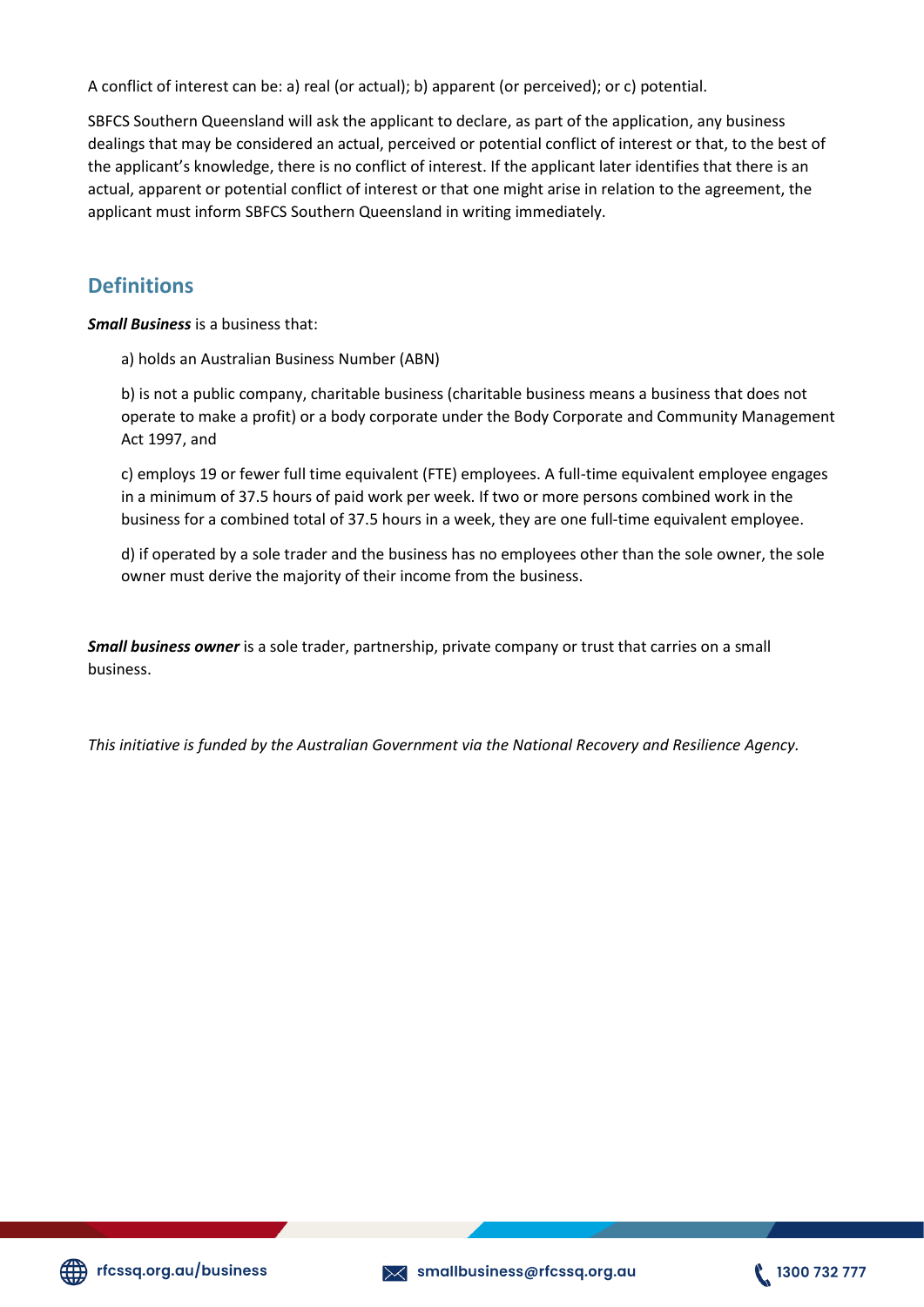A conflict of interest can be: a) real (or actual); b) apparent (or perceived); or c) potential.

SBFCS Southern Queensland will ask the applicant to declare, as part of the application, any business dealings that may be considered an actual, perceived or potential conflict of interest or that, to the best of the applicant's knowledge, there is no conflict of interest. If the applicant later identifies that there is an actual, apparent or potential conflict of interest or that one might arise in relation to the agreement, the applicant must inform SBFCS Southern Queensland in writing immediately.

## Definitions

***Small Business*** is a business that:

a) holds an Australian Business Number (ABN)

b) is not a public company, charitable business (charitable business means a business that does not operate to make a profit) or a body corporate under the Body Corporate and Community Management Act 1997, and

c) employs 19 or fewer full time equivalent (FTE) employees. A full-time equivalent employee engages in a minimum of 37.5 hours of paid work per week. If two or more persons combined work in the business for a combined total of 37.5 hours in a week, they are one full-time equivalent employee.

d) if operated by a sole trader and the business has no employees other than the sole owner, the sole owner must derive the majority of their income from the business.

***Small business owner*** is a sole trader, partnership, private company or trust that carries on a small business.

*This initiative is funded by the Australian Government via the National Recovery and Resilience Agency.*